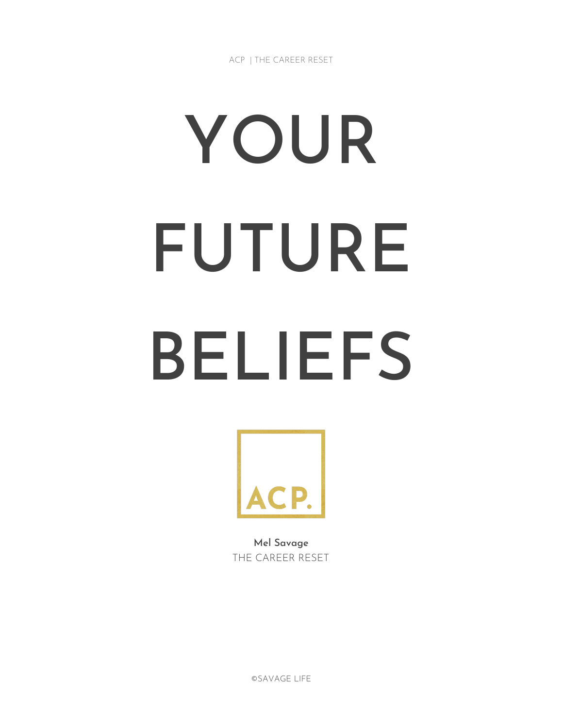ACP | THE CAREER RESET

# YOUR FUTURE BELIEFS

ACP.

**Mel Savage**
THE CAREER RESET

©SAVAGE LIFE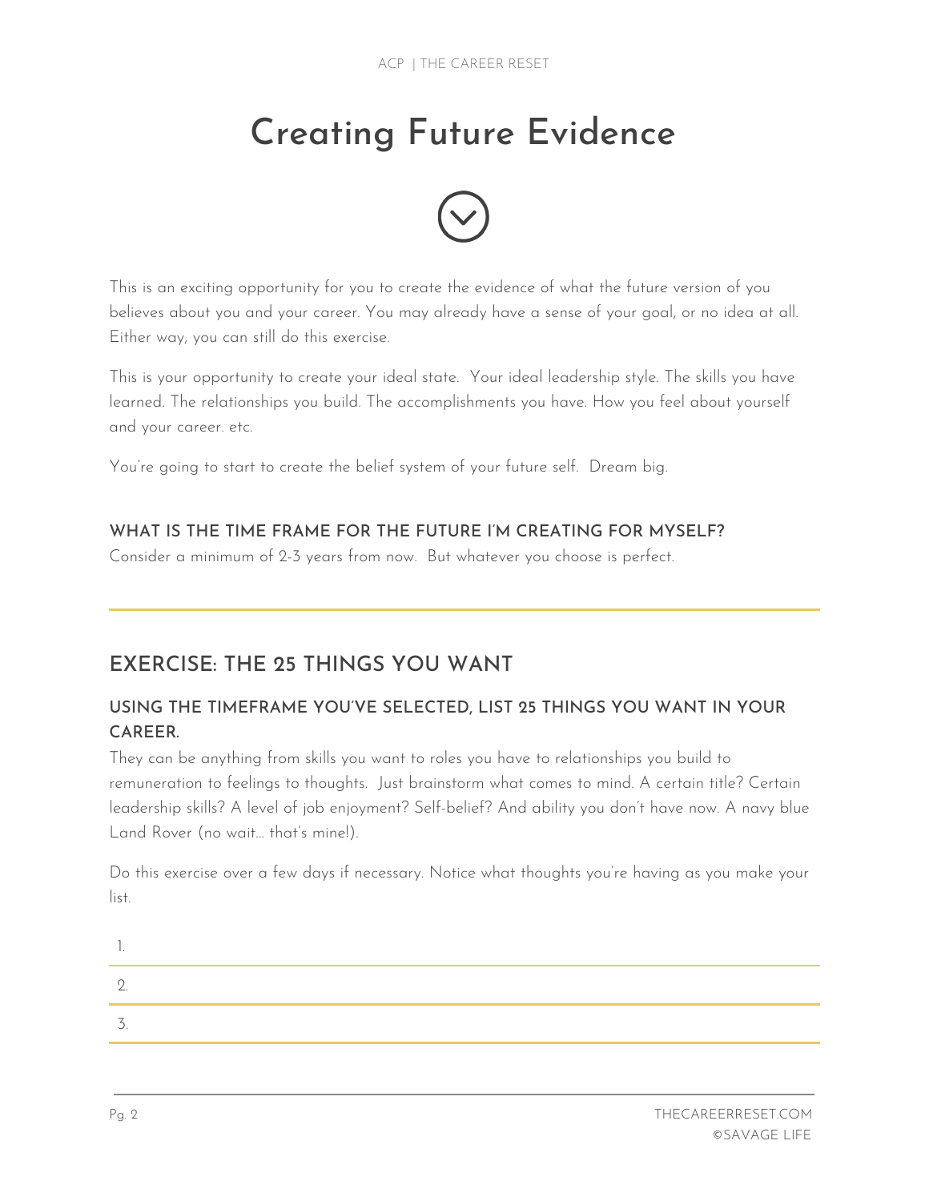# Creating Future Evidence

This is an exciting opportunity for you to create the evidence of what the future version of you believes about you and your career. You may already have a sense of your goal, or no idea at all. Either way, you can still do this exercise.

This is your opportunity to create your ideal state. Your ideal leadership style. The skills you have learned. The relationships you build. The accomplishments you have. How you feel about yourself and your career. etc.

You're going to start to create the belief system of your future self. Dream big.

**WHAT IS THE TIME FRAME FOR THE FUTURE I'M CREATING FOR MYSELF?**

Consider a minimum of 2-3 years from now. But whatever you choose is perfect.

---

## EXERCISE: THE 25 THINGS YOU WANT

### USING THE TIMEFRAME YOU'VE SELECTED, LIST 25 THINGS YOU WANT IN YOUR CAREER.

They can be anything from skills you want to roles you have to relationships you build to remuneration to feelings to thoughts. Just brainstorm what comes to mind. A certain title? Certain leadership skills? A level of job enjoyment? Self-belief? And ability you don't have now. A navy blue Land Rover (no wait... that's mine!).

Do this exercise over a few days if necessary. Notice what thoughts you're having as you make your list.

1. 
2. 
3.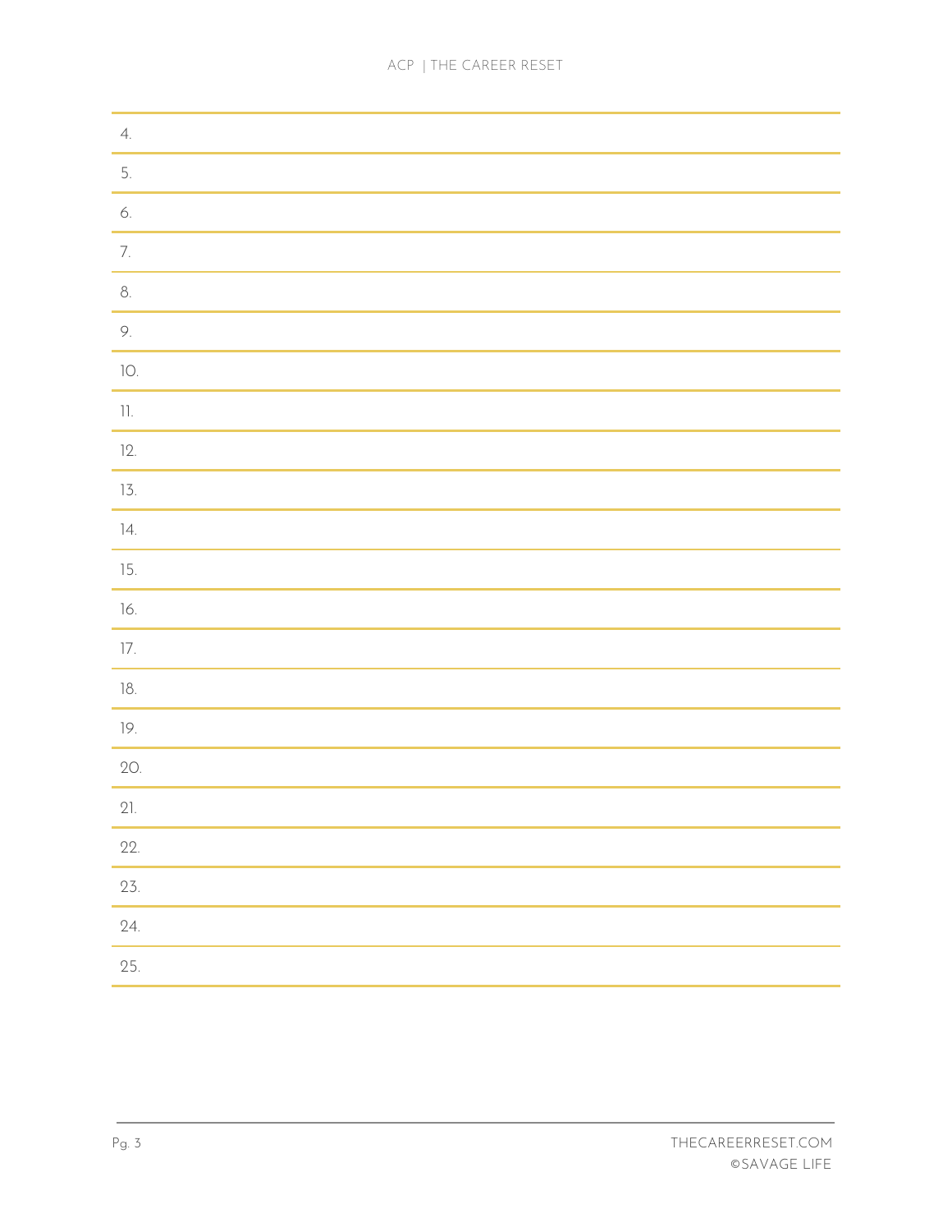4.

5.

6.

7.

8.

9.

10.

11.

12.

13.

14.

15.

16.

17.

18.

19.

20.

21.

22.

23.

24.

25.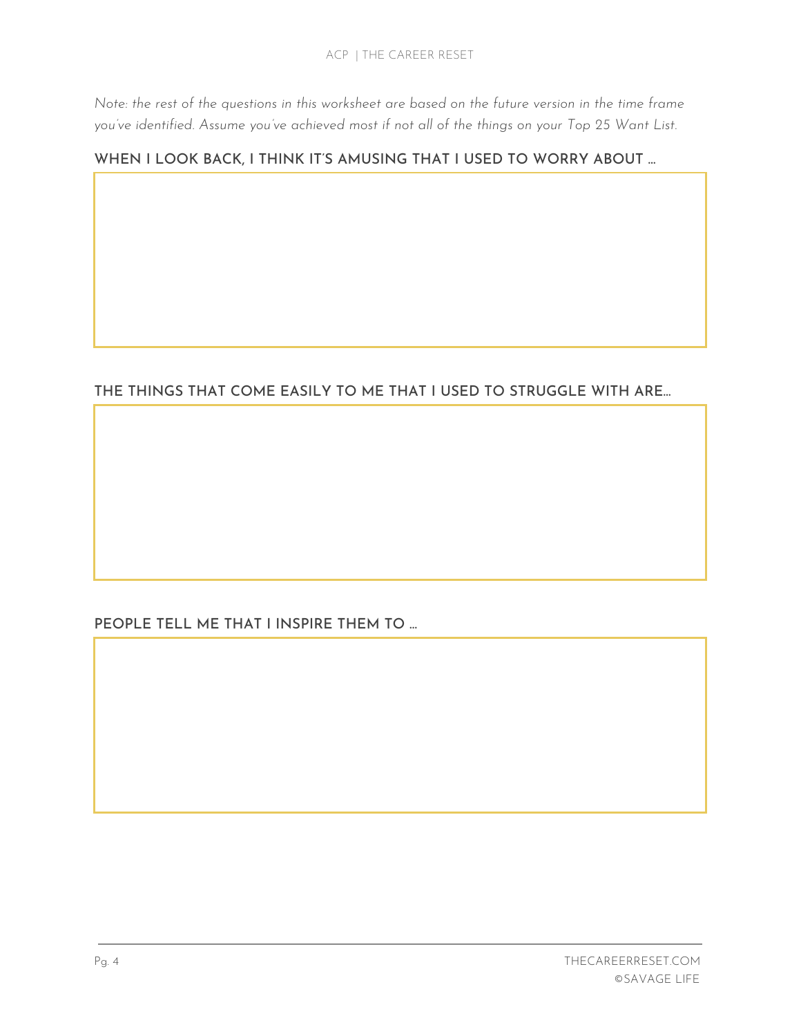*Note: the rest of the questions in this worksheet are based on the future version in the time frame you've identified. Assume you've achieved most if not all of the things on your Top 25 Want List.*

### WHEN I LOOK BACK, I THINK IT'S AMUSING THAT I USED TO WORRY ABOUT …

### THE THINGS THAT COME EASILY TO ME THAT I USED TO STRUGGLE WITH ARE…

### PEOPLE TELL ME THAT I INSPIRE THEM TO …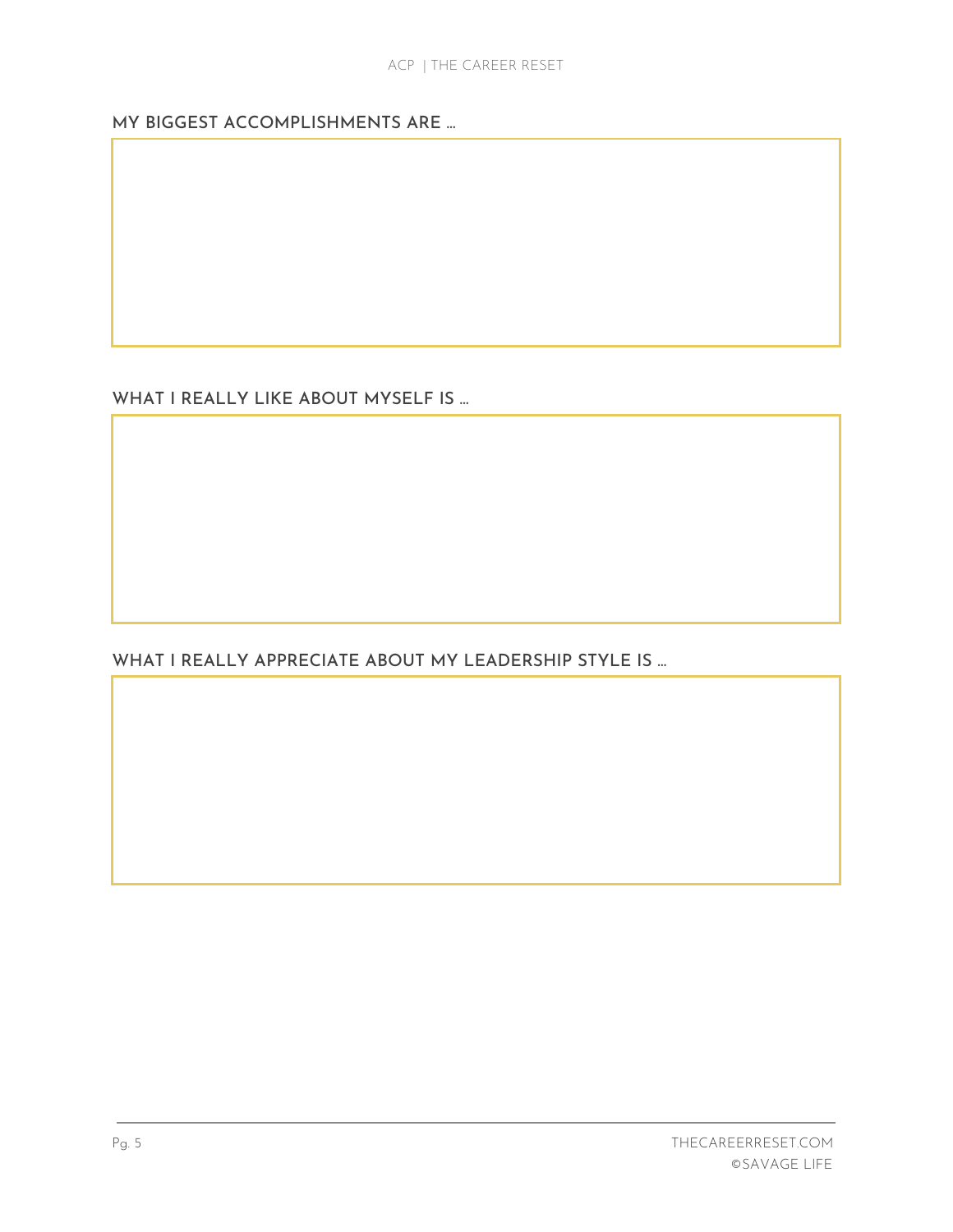## MY BIGGEST ACCOMPLISHMENTS ARE …

## WHAT I REALLY LIKE ABOUT MYSELF IS …

## WHAT I REALLY APPRECIATE ABOUT MY LEADERSHIP STYLE IS …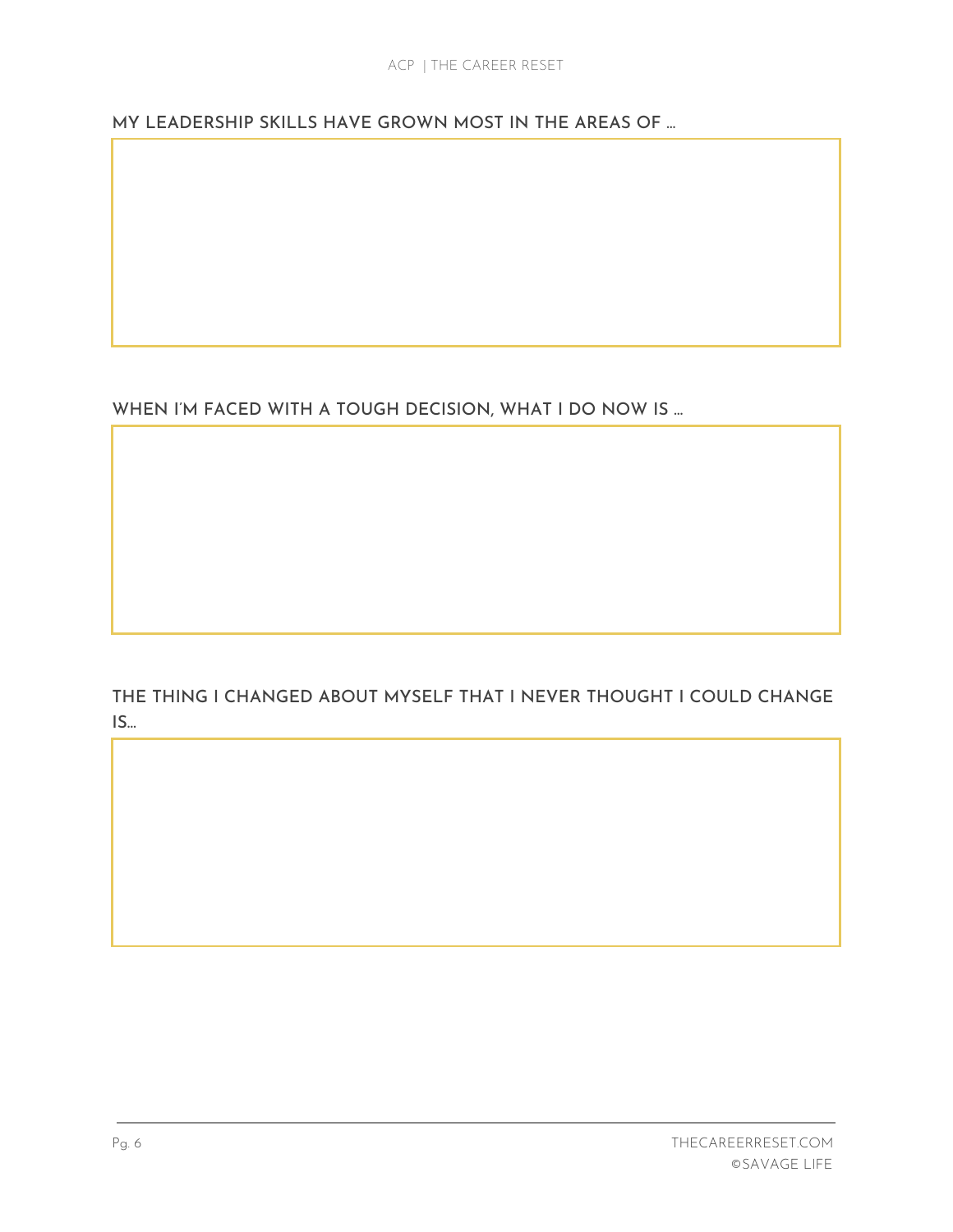**MY LEADERSHIP SKILLS HAVE GROWN MOST IN THE AREAS OF …**

**WHEN I'M FACED WITH A TOUGH DECISION, WHAT I DO NOW IS …**

**THE THING I CHANGED ABOUT MYSELF THAT I NEVER THOUGHT I COULD CHANGE IS…**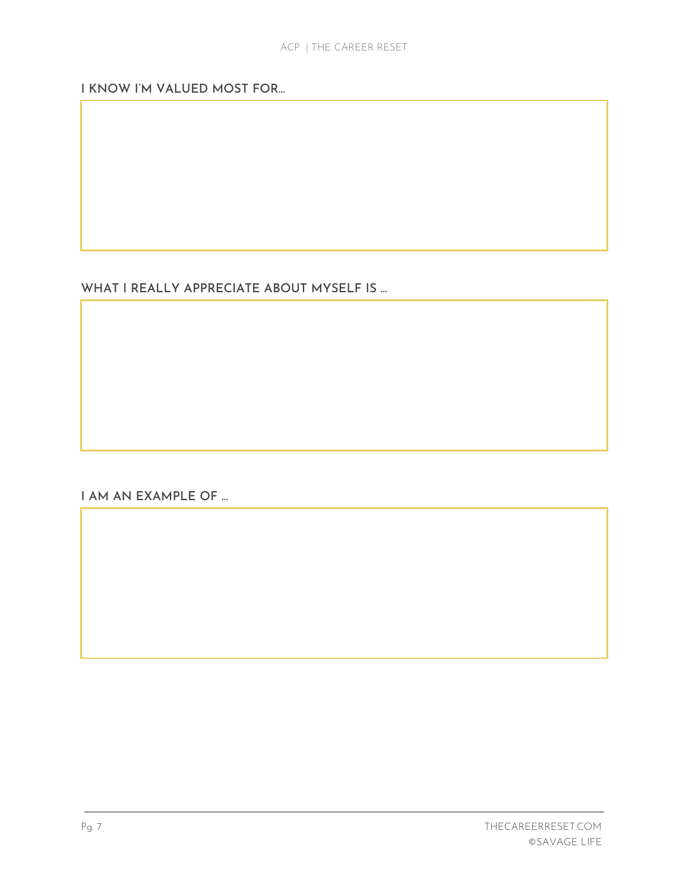### I KNOW I'M VALUED MOST FOR...

### WHAT I REALLY APPRECIATE ABOUT MYSELF IS ...

### I AM AN EXAMPLE OF ...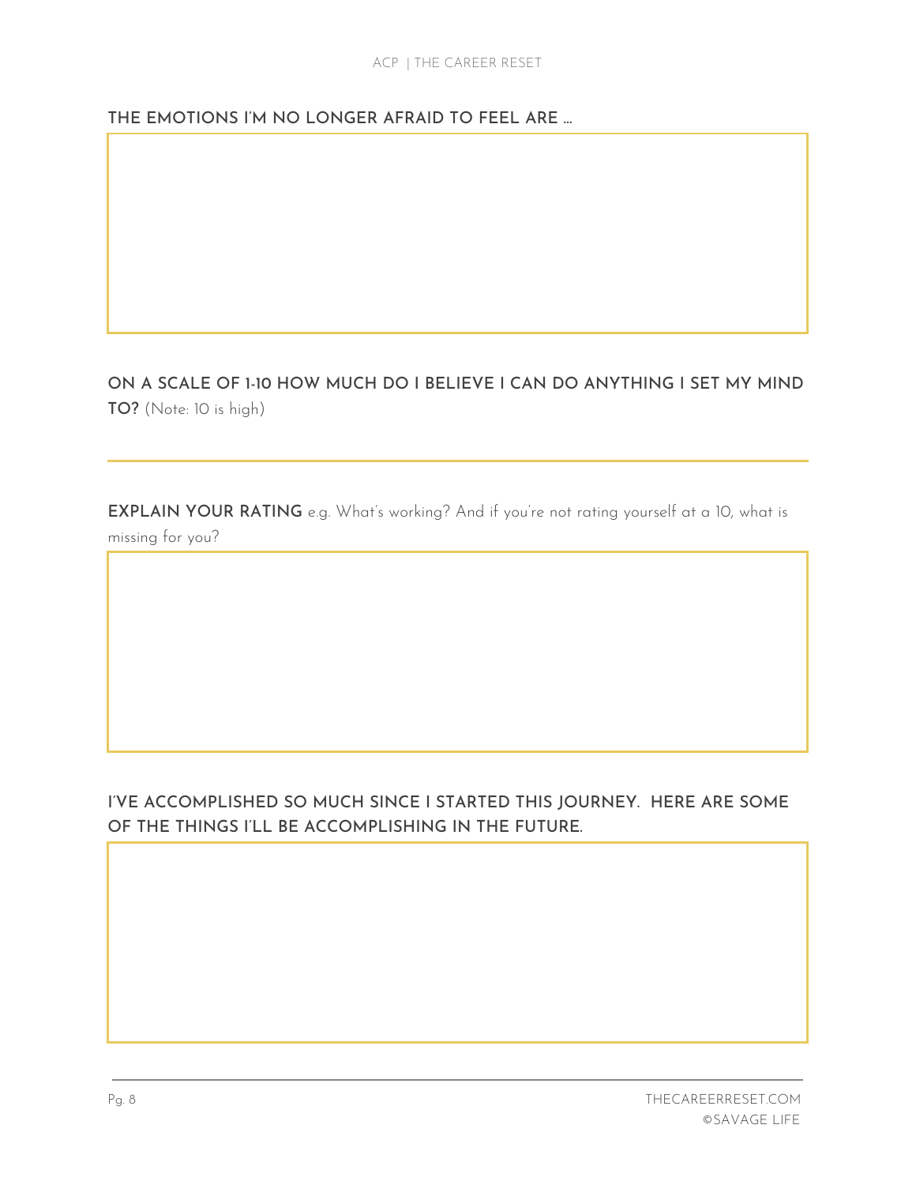**THE EMOTIONS I'M NO LONGER AFRAID TO FEEL ARE …**

**ON A SCALE OF 1-10 HOW MUCH DO I BELIEVE I CAN DO ANYTHING I SET MY MIND TO?** (Note: 10 is high)

**EXPLAIN YOUR RATING** e.g. What's working? And if you're not rating yourself at a 10, what is missing for you?

**I'VE ACCOMPLISHED SO MUCH SINCE I STARTED THIS JOURNEY. HERE ARE SOME OF THE THINGS I'LL BE ACCOMPLISHING IN THE FUTURE.**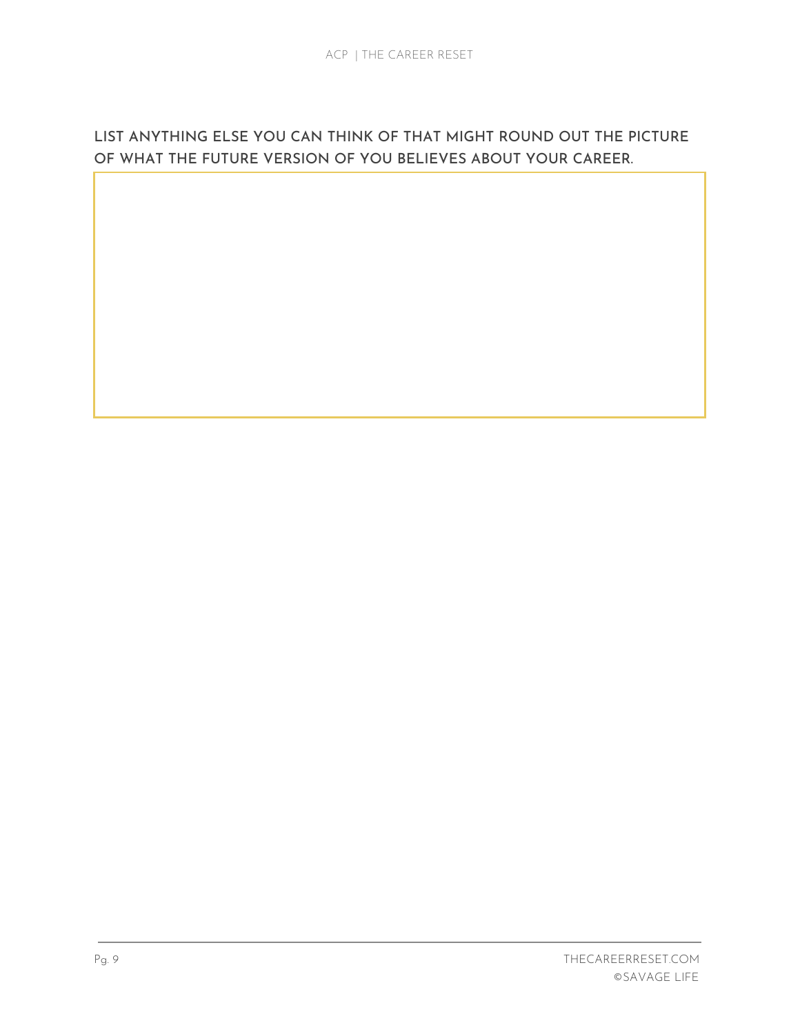## LIST ANYTHING ELSE YOU CAN THINK OF THAT MIGHT ROUND OUT THE PICTURE OF WHAT THE FUTURE VERSION OF YOU BELIEVES ABOUT YOUR CAREER.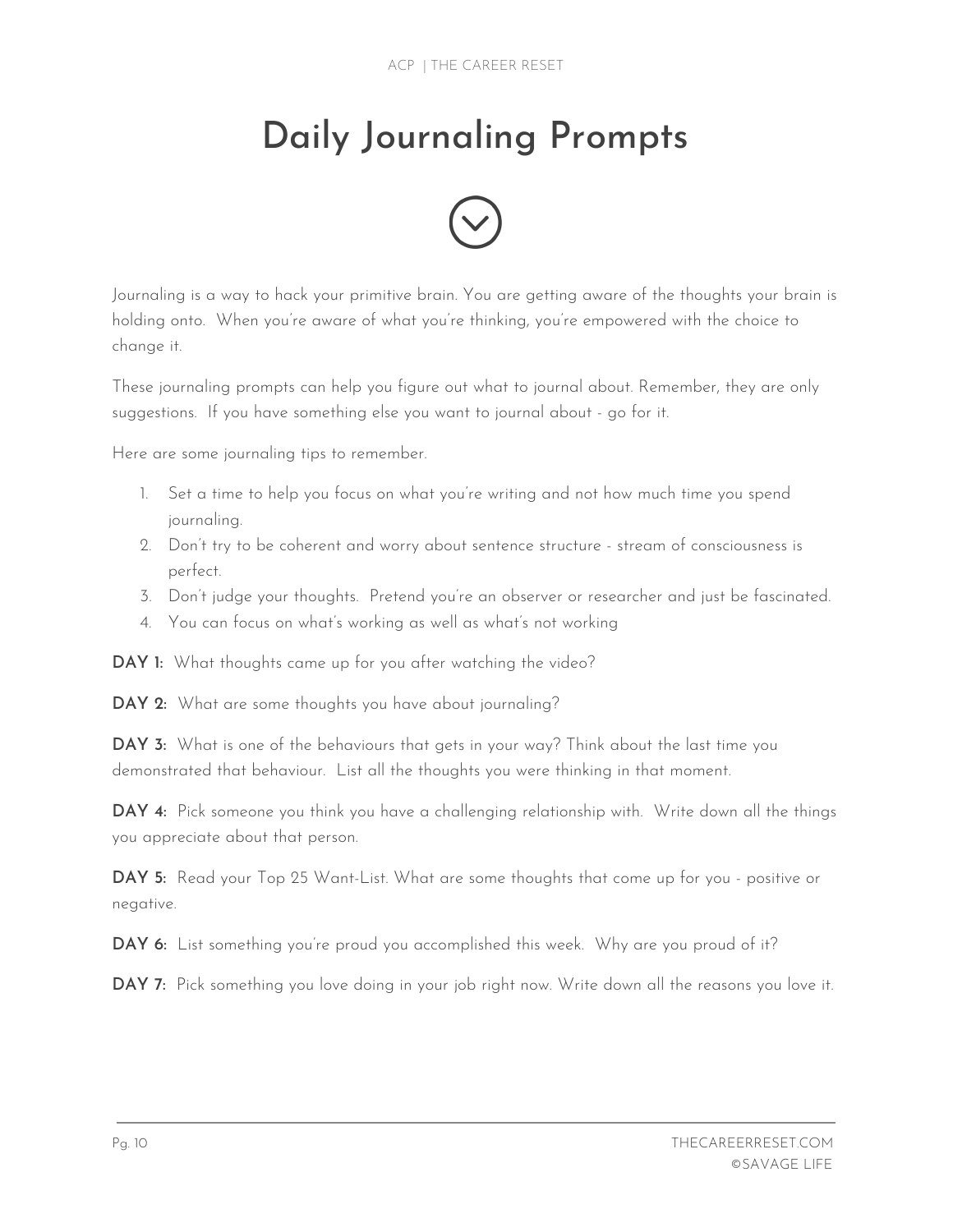# Daily Journaling Prompts

Journaling is a way to hack your primitive brain. You are getting aware of the thoughts your brain is holding onto. When you're aware of what you're thinking, you're empowered with the choice to change it.

These journaling prompts can help you figure out what to journal about. Remember, they are only suggestions. If you have something else you want to journal about - go for it.

Here are some journaling tips to remember.

1. Set a time to help you focus on what you're writing and not how much time you spend journaling.
2. Don't try to be coherent and worry about sentence structure - stream of consciousness is perfect.
3. Don't judge your thoughts. Pretend you're an observer or researcher and just be fascinated.
4. You can focus on what's working as well as what's not working

**DAY 1:** What thoughts came up for you after watching the video?

**DAY 2:** What are some thoughts you have about journaling?

**DAY 3:** What is one of the behaviours that gets in your way? Think about the last time you demonstrated that behaviour. List all the thoughts you were thinking in that moment.

**DAY 4:** Pick someone you think you have a challenging relationship with. Write down all the things you appreciate about that person.

**DAY 5:** Read your Top 25 Want-List. What are some thoughts that come up for you - positive or negative.

**DAY 6:** List something you're proud you accomplished this week. Why are you proud of it?

**DAY 7:** Pick something you love doing in your job right now. Write down all the reasons you love it.